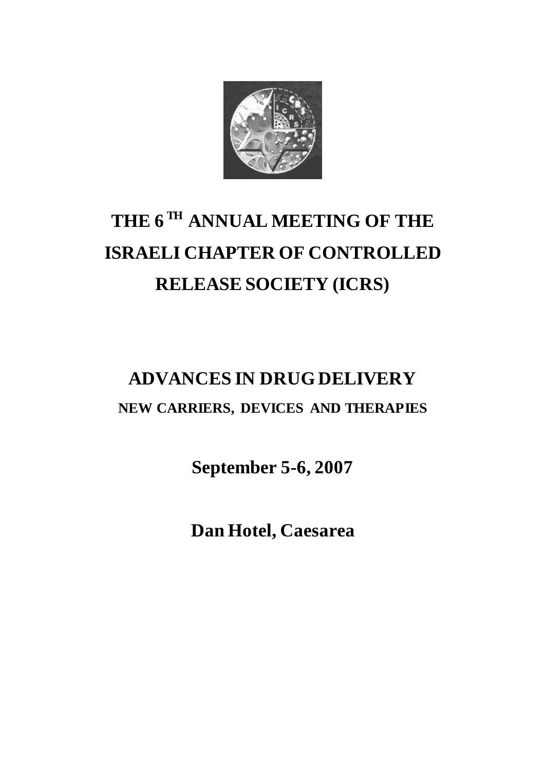# THE 6$^{TH}$ ANNUAL MEETING OF THE ISRAELI CHAPTER OF CONTROLLED RELEASE SOCIETY (ICRS)

## ADVANCES IN DRUG DELIVERY

### NEW CARRIERS, DEVICES AND THERAPIES

**September 5-6, 2007**

**Dan Hotel, Caesarea**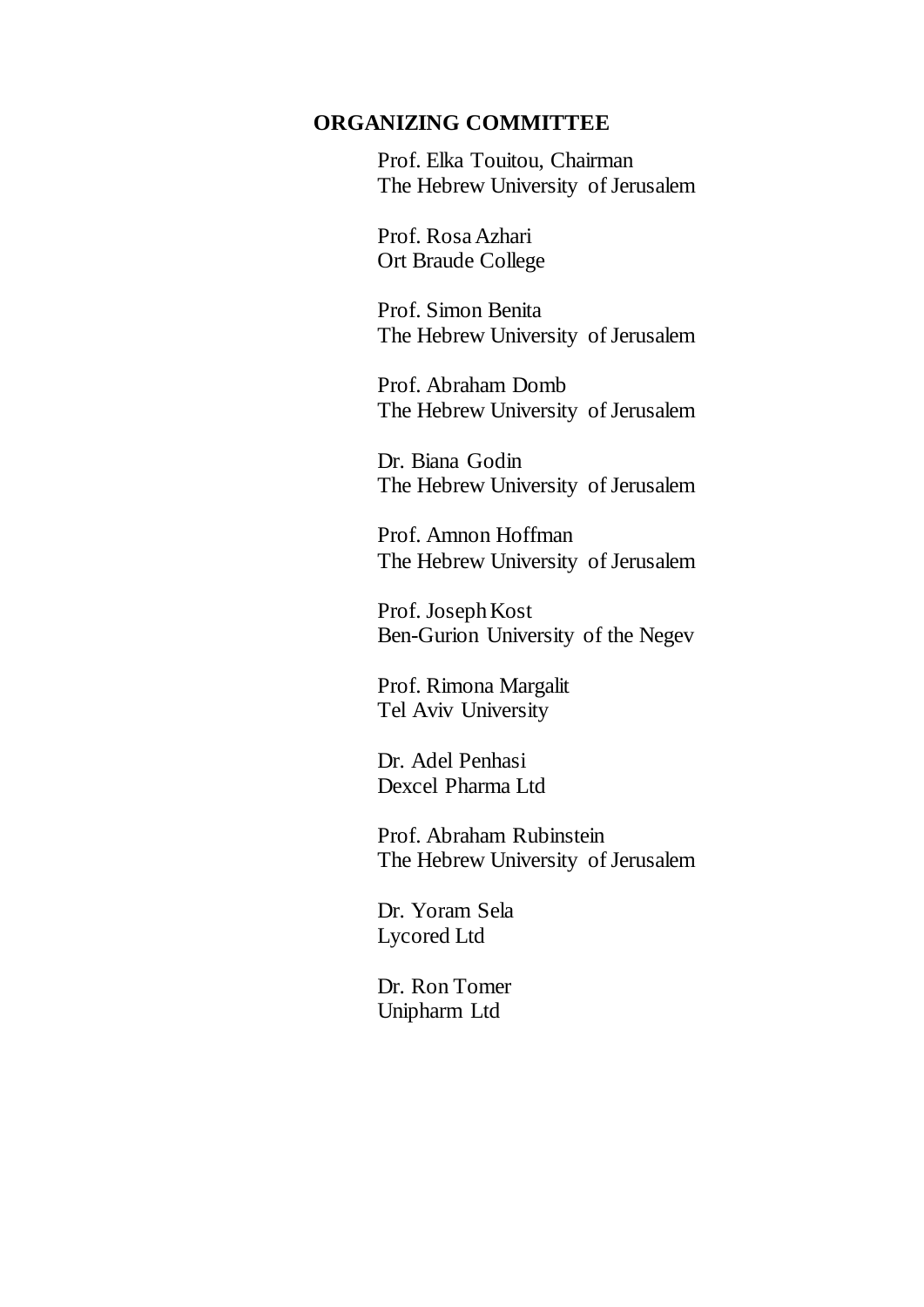## ORGANIZING COMMITTEE

Prof. Elka Touitou, Chairman
The Hebrew University of Jerusalem

Prof. Rosa Azhari
Ort Braude College

Prof. Simon Benita
The Hebrew University of Jerusalem

Prof. Abraham Domb
The Hebrew University of Jerusalem

Dr. Biana Godin
The Hebrew University of Jerusalem

Prof. Amnon Hoffman
The Hebrew University of Jerusalem

Prof. Joseph Kost
Ben-Gurion University of the Negev

Prof. Rimona Margalit
Tel Aviv University

Dr. Adel Penhasi
Dexcel Pharma Ltd

Prof. Abraham Rubinstein
The Hebrew University of Jerusalem

Dr. Yoram Sela
Lycored Ltd

Dr. Ron Tomer
Unipharm Ltd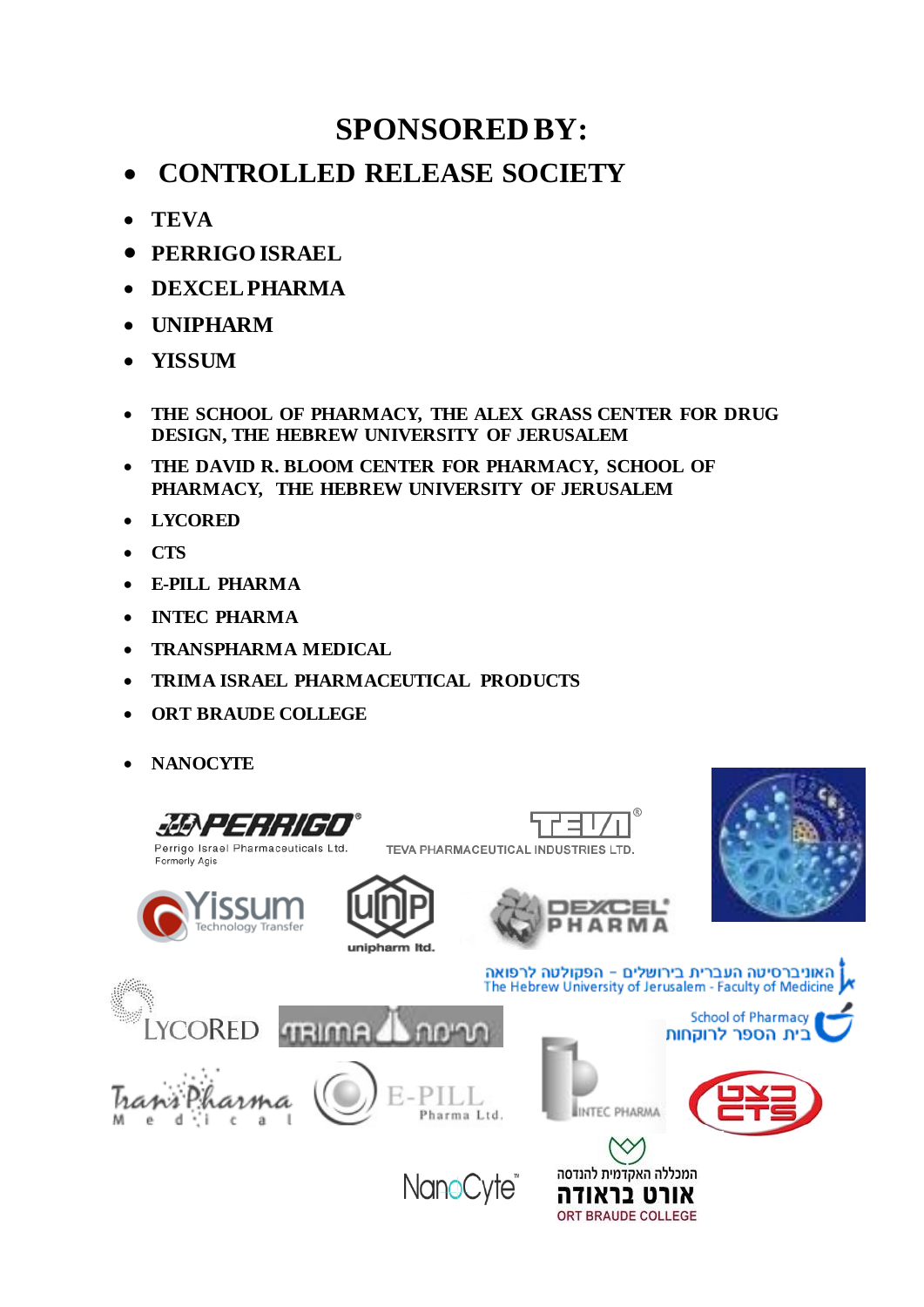# SPONSORED BY:

- **CONTROLLED RELEASE SOCIETY**
- **TEVA**
- **PERRIGO ISRAEL**
- **DEXCEL PHARMA**
- **UNIPHARM**
- **YISSUM**
- **THE SCHOOL OF PHARMACY, THE ALEX GRASS CENTER FOR DRUG DESIGN, THE HEBREW UNIVERSITY OF JERUSALEM**
- **THE DAVID R. BLOOM CENTER FOR PHARMACY, SCHOOL OF PHARMACY, THE HEBREW UNIVERSITY OF JERUSALEM**
- **LYCORED**
- **CTS**
- **E-PILL PHARMA**
- **INTEC PHARMA**
- **TRANSPHARMA MEDICAL**
- **TRIMA ISRAEL PHARMACEUTICAL PRODUCTS**
- **ORT BRAUDE COLLEGE**
- **NANOCYTE**

PERRIGO®
Perrigo Israel Pharmaceuticals Ltd.
Formerly Agis

TEVA®
TEVA PHARMACEUTICAL INDUSTRIES LTD.

Yissum
Technology Transfer

unipharm ltd.

DEXCEL® PHARMA

האוניברסיטה העברית בירושלים - הפקולטה לרפואה
The Hebrew University of Jerusalem - Faculty of Medicine

LYCORED

TRIMA תרימה

School of Pharmacy
בית הספר לרוקחות

TransPharma Medical

E-PILL Pharma Ltd.

INTEC PHARMA

CTS

NanoCyte™

המכללה האקדמית להנדסה
אורט בראודה
ORT BRAUDE COLLEGE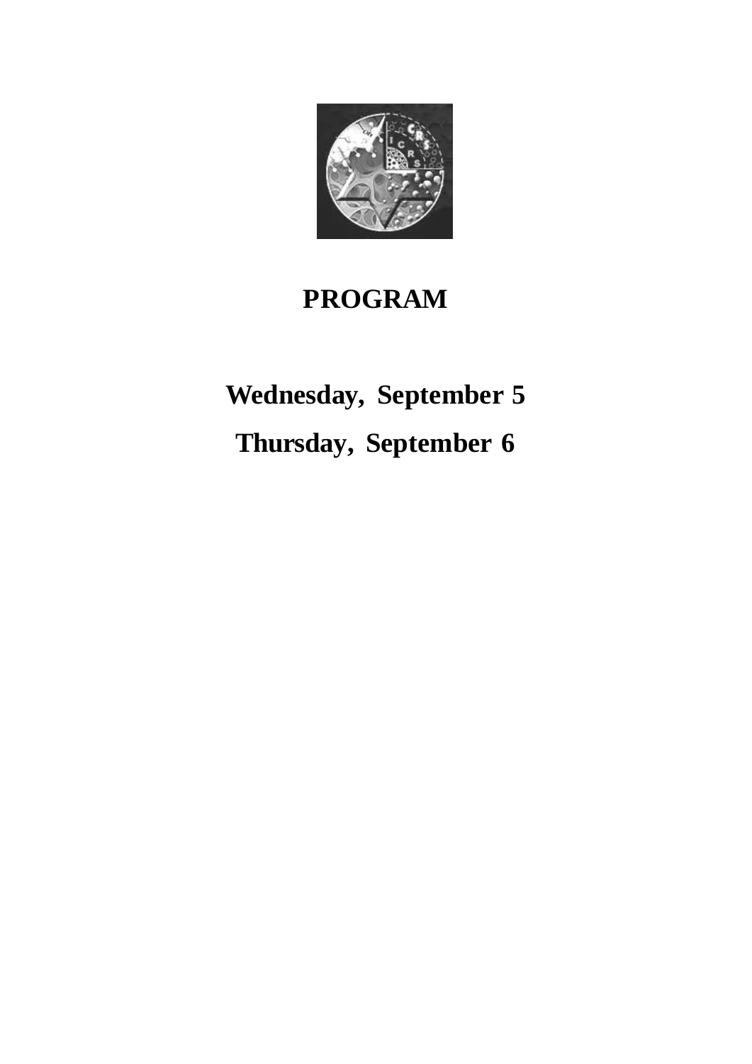# PROGRAM

## Wednesday, September 5

## Thursday, September 6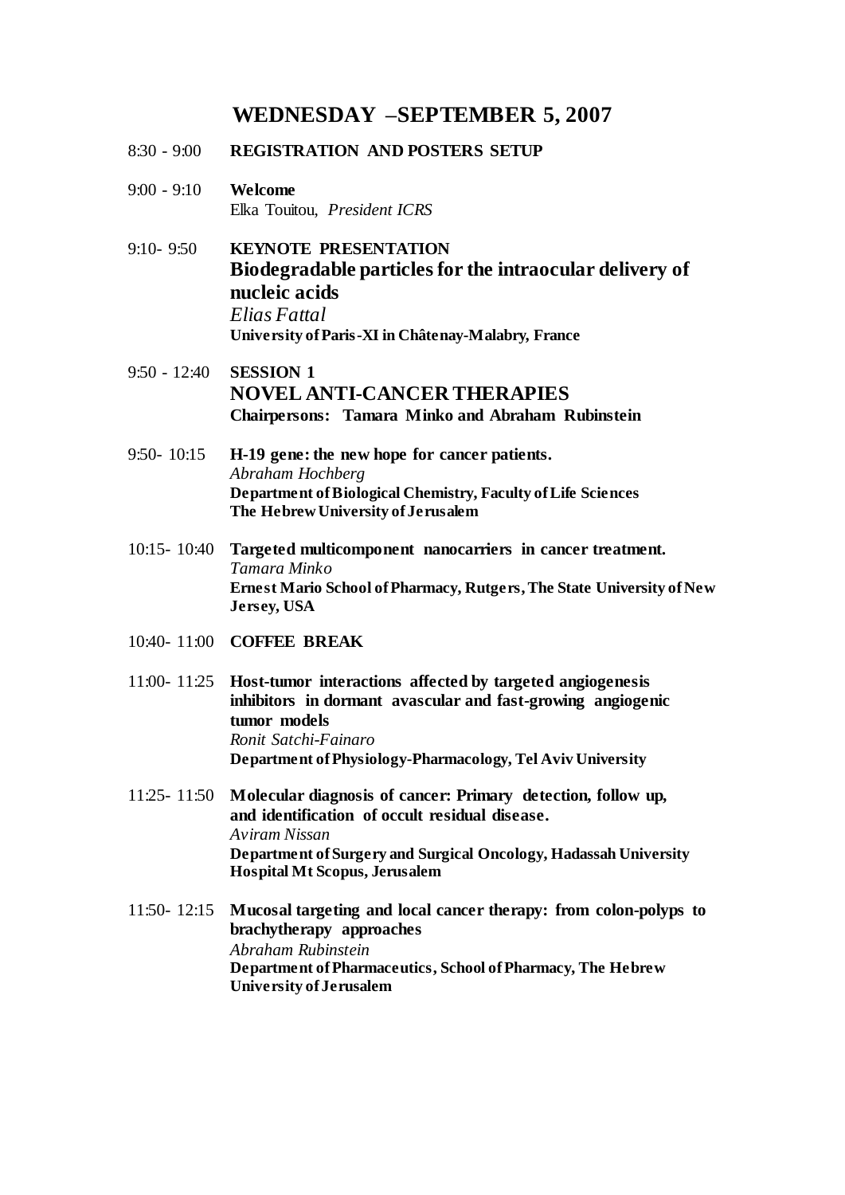## WEDNESDAY –SEPTEMBER 5, 2007

8:30 - 9:00 **REGISTRATION AND POSTERS SETUP**

9:00 - 9:10 **Welcome**
Elka Touitou, *President ICRS*

9:10- 9:50 **KEYNOTE PRESENTATION**
**Biodegradable particles for the intraocular delivery of nucleic acids**
*Elias Fattal*
**University of Paris-XI in Châtenay-Malabry, France**

9:50 - 12:40 **SESSION 1**
**NOVEL ANTI-CANCER THERAPIES**
**Chairpersons: Tamara Minko and Abraham Rubinstein**

9:50- 10:15 **H-19 gene: the new hope for cancer patients.**
*Abraham Hochberg*
**Department of Biological Chemistry, Faculty of Life Sciences**
**The Hebrew University of Jerusalem**

10:15- 10:40 **Targeted multicomponent nanocarriers in cancer treatment.**
*Tamara Minko*
**Ernest Mario School of Pharmacy, Rutgers, The State University of New Jersey, USA**

10:40- 11:00 **COFFEE BREAK**

11:00- 11:25 **Host-tumor interactions affected by targeted angiogenesis inhibitors in dormant avascular and fast-growing angiogenic tumor models**
*Ronit Satchi-Fainaro*
**Department of Physiology-Pharmacology, Tel Aviv University**

11:25- 11:50 **Molecular diagnosis of cancer: Primary detection, follow up, and identification of occult residual disease.**
*Aviram Nissan*
**Department of Surgery and Surgical Oncology, Hadassah University Hospital Mt Scopus, Jerusalem**

11:50- 12:15 **Mucosal targeting and local cancer therapy: from colon-polyps to brachytherapy approaches**
*Abraham Rubinstein*
**Department of Pharmaceutics, School of Pharmacy, The Hebrew University of Jerusalem**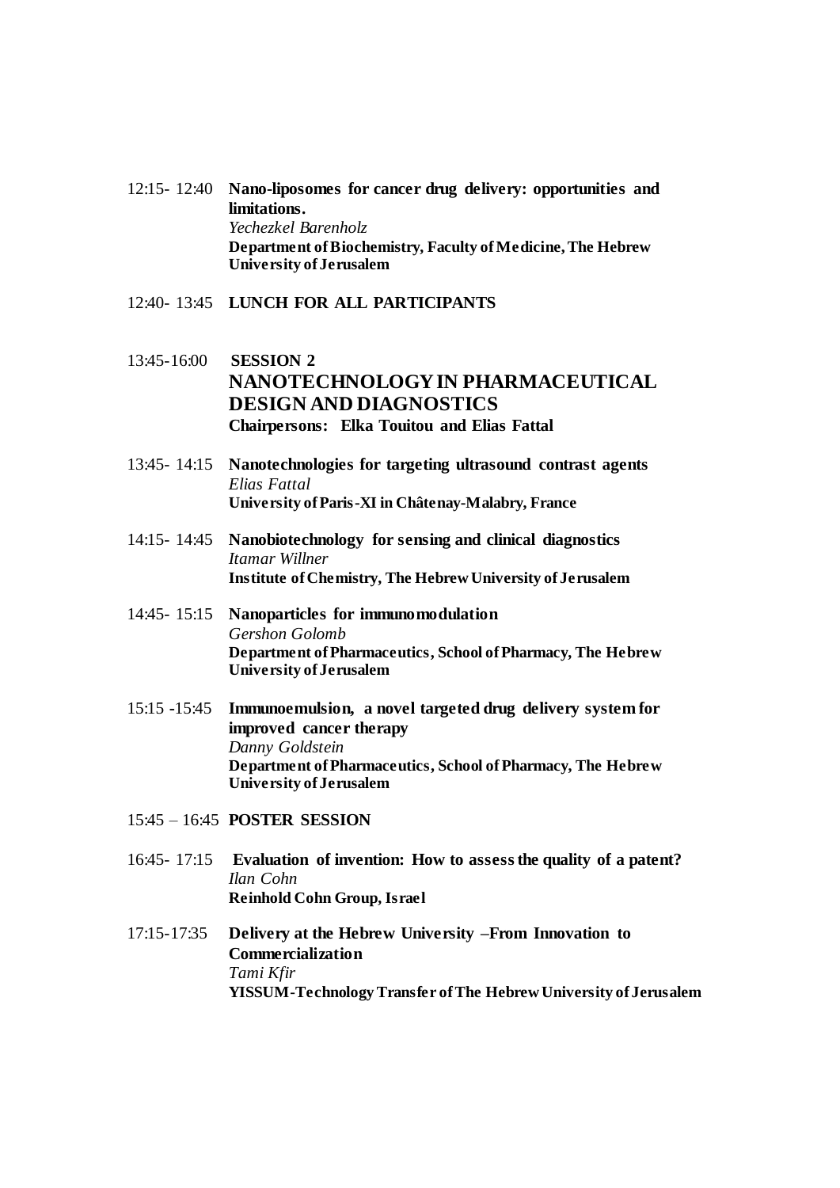12:15- 12:40 **Nano-liposomes for cancer drug delivery: opportunities and limitations.**
*Yechezkel Barenholz*
**Department of Biochemistry, Faculty of Medicine, The Hebrew University of Jerusalem**

12:40- 13:45 **LUNCH FOR ALL PARTICIPANTS**

13:45-16:00 **SESSION 2**

## NANOTECHNOLOGY IN PHARMACEUTICAL DESIGN AND DIAGNOSTICS

**Chairpersons: Elka Touitou and Elias Fattal**

13:45- 14:15 **Nanotechnologies for targeting ultrasound contrast agents**
*Elias Fattal*
**University of Paris-XI in Châtenay-Malabry, France**

14:15- 14:45 **Nanobiotechnology for sensing and clinical diagnostics**
*Itamar Willner*
**Institute of Chemistry, The Hebrew University of Jerusalem**

14:45- 15:15 **Nanoparticles for immunomodulation**
*Gershon Golomb*
**Department of Pharmaceutics, School of Pharmacy, The Hebrew University of Jerusalem**

15:15 -15:45 **Immunoemulsion, a novel targeted drug delivery system for improved cancer therapy**
*Danny Goldstein*
**Department of Pharmaceutics, School of Pharmacy, The Hebrew University of Jerusalem**

15:45 – 16:45 **POSTER SESSION**

16:45- 17:15 **Evaluation of invention: How to assess the quality of a patent?**
*Ilan Cohn*
**Reinhold Cohn Group, Israel**

17:15-17:35 **Delivery at the Hebrew University –From Innovation to Commercialization**
*Tami Kfir*
**YISSUM-Technology Transfer of The Hebrew University of Jerusalem**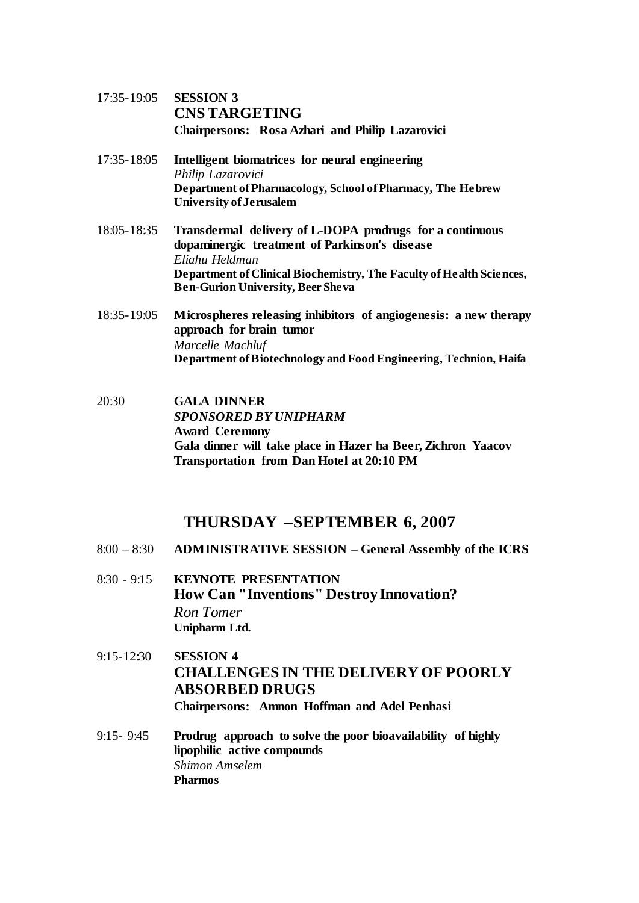17:35-19:05 **SESSION 3**
**CNS TARGETING**
**Chairpersons: Rosa Azhari and Philip Lazarovici**

17:35-18:05 **Intelligent biomatrices for neural engineering**
*Philip Lazarovici*
**Department of Pharmacology, School of Pharmacy, The Hebrew University of Jerusalem**

18:05-18:35 **Transdermal delivery of L-DOPA prodrugs for a continuous dopaminergic treatment of Parkinson's disease**
*Eliahu Heldman*
**Department of Clinical Biochemistry, The Faculty of Health Sciences, Ben-Gurion University, Beer Sheva**

18:35-19:05 **Microspheres releasing inhibitors of angiogenesis: a new therapy approach for brain tumor**
*Marcelle Machluf*
**Department of Biotechnology and Food Engineering, Technion, Haifa**

20:30 **GALA DINNER**
***SPONSORED BY UNIPHARM***
**Award Ceremony**
**Gala dinner will take place in Hazer ha Beer, Zichron Yaacov**
**Transportation from Dan Hotel at 20:10 PM**

## THURSDAY –SEPTEMBER 6, 2007

8:00 – 8:30 **ADMINISTRATIVE SESSION – General Assembly of the ICRS**

8:30 - 9:15 **KEYNOTE PRESENTATION**
**How Can "Inventions" Destroy Innovation?**
*Ron Tomer*
**Unipharm Ltd.**

9:15-12:30 **SESSION 4**
**CHALLENGES IN THE DELIVERY OF POORLY ABSORBED DRUGS**
**Chairpersons: Amnon Hoffman and Adel Penhasi**

9:15- 9:45 **Prodrug approach to solve the poor bioavailability of highly lipophilic active compounds**
*Shimon Amselem*
**Pharmos**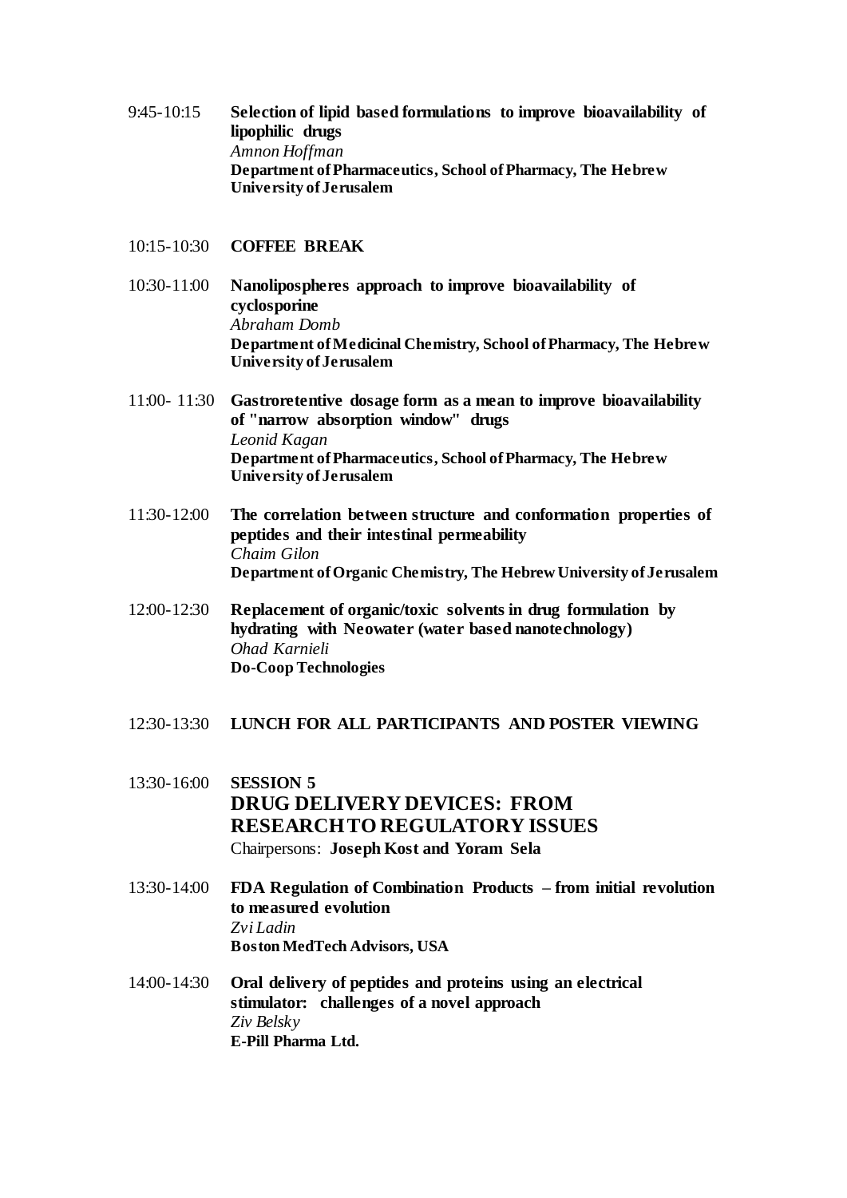9:45-10:15 **Selection of lipid based formulations to improve bioavailability of lipophilic drugs**
*Amnon Hoffman*
**Department of Pharmaceutics, School of Pharmacy, The Hebrew University of Jerusalem**

10:15-10:30 **COFFEE BREAK**

10:30-11:00 **Nanolipospheres approach to improve bioavailability of cyclosporine**
*Abraham Domb*
**Department of Medicinal Chemistry, School of Pharmacy, The Hebrew University of Jerusalem**

11:00- 11:30 **Gastroretentive dosage form as a mean to improve bioavailability of "narrow absorption window" drugs**
*Leonid Kagan*
**Department of Pharmaceutics, School of Pharmacy, The Hebrew University of Jerusalem**

11:30-12:00 **The correlation between structure and conformation properties of peptides and their intestinal permeability**
*Chaim Gilon*
**Department of Organic Chemistry, The Hebrew University of Jerusalem**

12:00-12:30 **Replacement of organic/toxic solvents in drug formulation by hydrating with Neowater (water based nanotechnology)**
*Ohad Karnieli*
**Do-Coop Technologies**

12:30-13:30 **LUNCH FOR ALL PARTICIPANTS AND POSTER VIEWING**

13:30-16:00 **SESSION 5**

## DRUG DELIVERY DEVICES: FROM RESEARCH TO REGULATORY ISSUES

Chairpersons: **Joseph Kost and Yoram Sela**

13:30-14:00 **FDA Regulation of Combination Products – from initial revolution to measured evolution**
*Zvi Ladin*
**Boston MedTech Advisors, USA**

14:00-14:30 **Oral delivery of peptides and proteins using an electrical stimulator: challenges of a novel approach**
*Ziv Belsky*
**E-Pill Pharma Ltd.**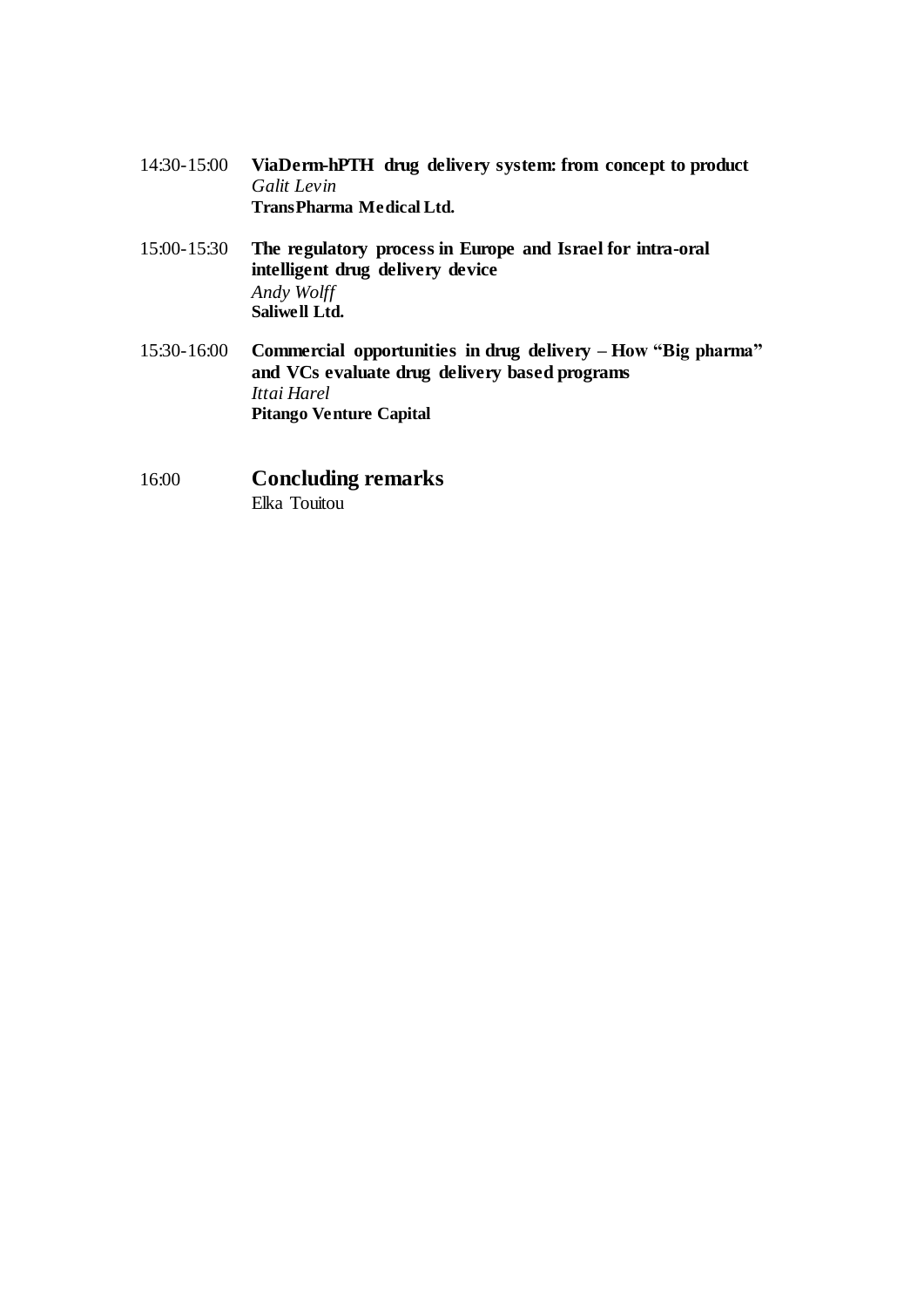14:30-15:00 **ViaDerm-hPTH drug delivery system: from concept to product**
*Galit Levin*
**TransPharma Medical Ltd.**

15:00-15:30 **The regulatory process in Europe and Israel for intra-oral intelligent drug delivery device**
*Andy Wolff*
**Saliwell Ltd.**

15:30-16:00 **Commercial opportunities in drug delivery – How "Big pharma" and VCs evaluate drug delivery based programs**
*Ittai Harel*
**Pitango Venture Capital**

16:00 **Concluding remarks**
Elka Touitou